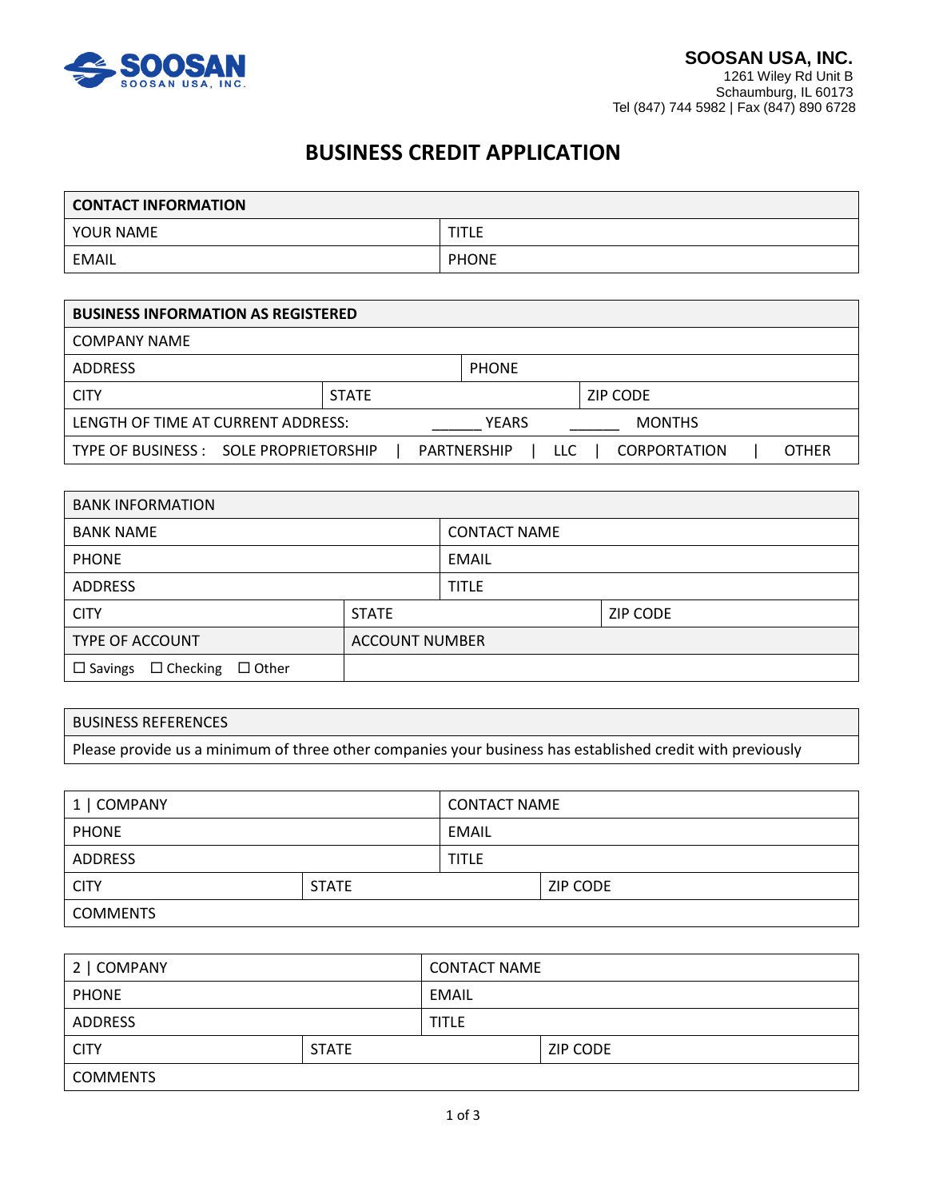**SOOSAN USA, INC.**
1261 Wiley Rd Unit B
Schaumburg, IL 60173
Tel (847) 744 5982 | Fax (847) 890 6728

# BUSINESS CREDIT APPLICATION

| CONTACT INFORMATION | |
|---|---|
| YOUR NAME | TITLE |
| EMAIL | PHONE |

| BUSINESS INFORMATION AS REGISTERED | | |
|---|---|---|
| COMPANY NAME | | |
| ADDRESS | PHONE | |
| CITY | STATE | ZIP CODE |
| LENGTH OF TIME AT CURRENT ADDRESS: ______ YEARS ______ MONTHS | | |
| TYPE OF BUSINESS : SOLE PROPRIETORSHIP \| PARTNERSHIP \| LLC \| CORPORTATION \| OTHER | | |

| BANK INFORMATION | | |
|---|---|---|
| BANK NAME | CONTACT NAME | |
| PHONE | EMAIL | |
| ADDRESS | TITLE | |
| CITY | STATE | ZIP CODE |
| TYPE OF ACCOUNT | ACCOUNT NUMBER | |
| ☐ Savings ☐ Checking ☐ Other | | |

| BUSINESS REFERENCES |
|---|
| Please provide us a minimum of three other companies your business has established credit with previously |

| 1 \| COMPANY | CONTACT NAME | |
|---|---|---|
| PHONE | EMAIL | |
| ADDRESS | TITLE | |
| CITY | STATE | ZIP CODE |
| COMMENTS | | |

| 2 \| COMPANY | CONTACT NAME | |
|---|---|---|
| PHONE | EMAIL | |
| ADDRESS | TITLE | |
| CITY | STATE | ZIP CODE |
| COMMENTS | | |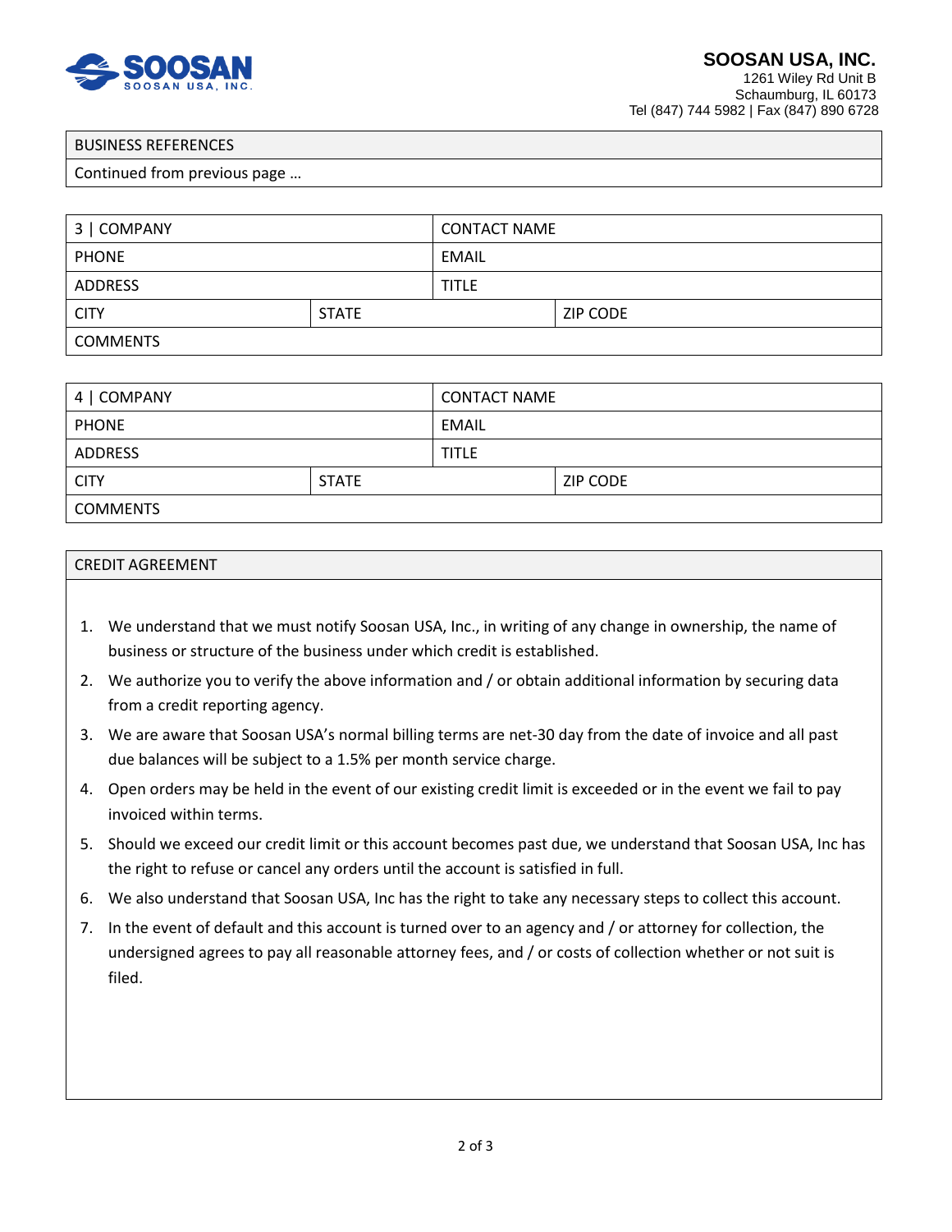**SOOSAN USA, INC.**
1261 Wiley Rd Unit B
Schaumburg, IL 60173
Tel (847) 744 5982 | Fax (847) 890 6728

| BUSINESS REFERENCES |
|---|
| Continued from previous page … |

| 3 \| COMPANY | | CONTACT NAME | |
|---|---|---|---|
| PHONE | | EMAIL | |
| ADDRESS | | TITLE | |
| CITY | STATE | | ZIP CODE |
| COMMENTS | | | |

| 4 \| COMPANY | | CONTACT NAME | |
|---|---|---|---|
| PHONE | | EMAIL | |
| ADDRESS | | TITLE | |
| CITY | STATE | | ZIP CODE |
| COMMENTS | | | |

## CREDIT AGREEMENT

1. We understand that we must notify Soosan USA, Inc., in writing of any change in ownership, the name of business or structure of the business under which credit is established.
2. We authorize you to verify the above information and / or obtain additional information by securing data from a credit reporting agency.
3. We are aware that Soosan USA's normal billing terms are net-30 day from the date of invoice and all past due balances will be subject to a 1.5% per month service charge.
4. Open orders may be held in the event of our existing credit limit is exceeded or in the event we fail to pay invoiced within terms.
5. Should we exceed our credit limit or this account becomes past due, we understand that Soosan USA, Inc has the right to refuse or cancel any orders until the account is satisfied in full.
6. We also understand that Soosan USA, Inc has the right to take any necessary steps to collect this account.
7. In the event of default and this account is turned over to an agency and / or attorney for collection, the undersigned agrees to pay all reasonable attorney fees, and / or costs of collection whether or not suit is filed.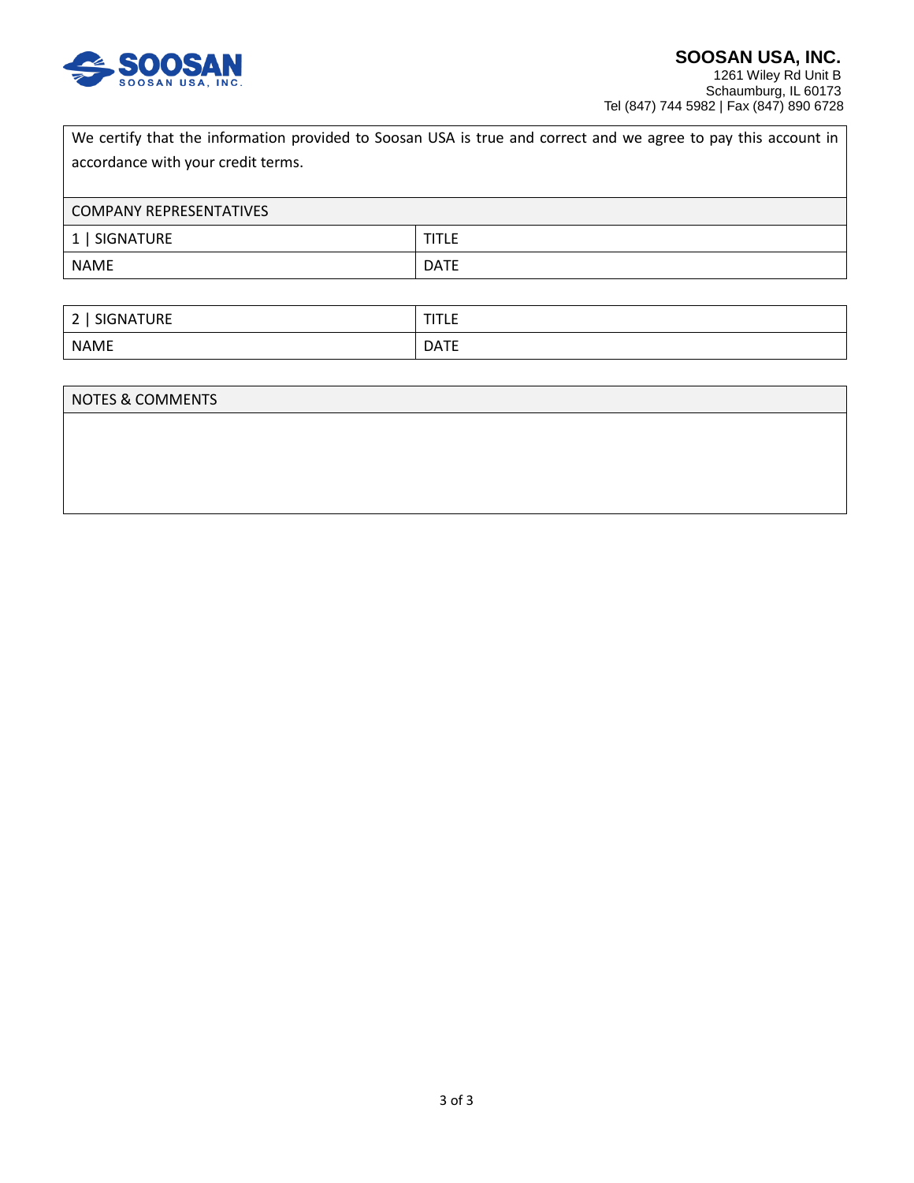**SOOSAN USA, INC.**
1261 Wiley Rd Unit B
Schaumburg, IL 60173
Tel (847) 744 5982 | Fax (847) 890 6728

We certify that the information provided to Soosan USA is true and correct and we agree to pay this account in accordance with your credit terms.

| COMPANY REPRESENTATIVES | |
|---|---|
| 1 \| SIGNATURE | TITLE |
| NAME | DATE |

| | |
|---|---|
| 2 \| SIGNATURE | TITLE |
| NAME | DATE |

| NOTES & COMMENTS |
|---|
| |